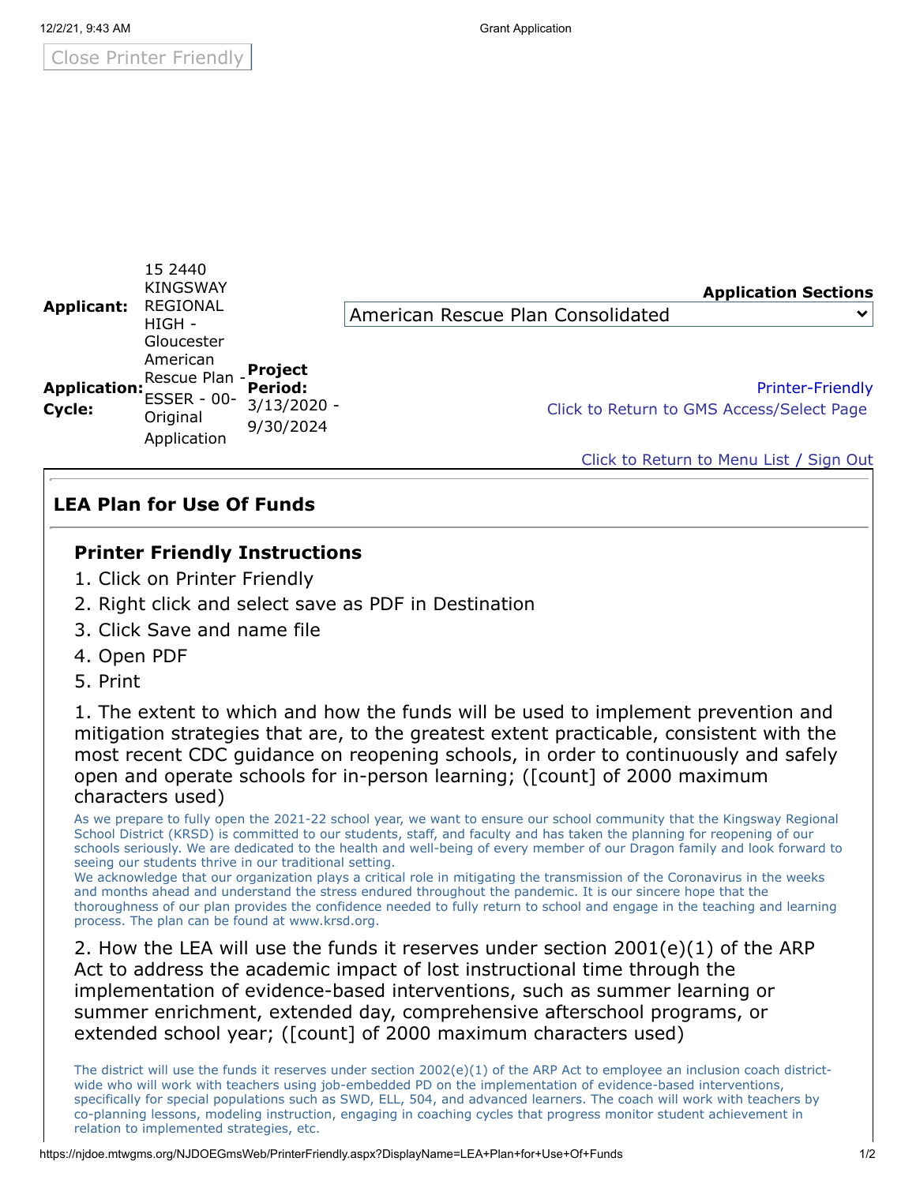Close Printer Friendly

| | | | |
|---|---|---|---|
| **Applicant:** | 15 2440 KINGSWAY REGIONAL HIGH - Gloucester | | **Application Sections** American Rescue Plan Consolidated |
| **Application: Cycle:** | American Rescue Plan - ESSER - 00- Original Application | **Project Period:** 3/13/2020 - 9/30/2024 | Printer-Friendly Click to Return to GMS Access/Select Page |

Click to Return to Menu List / Sign Out

## LEA Plan for Use Of Funds

### Printer Friendly Instructions

1. Click on Printer Friendly
2. Right click and select save as PDF in Destination
3. Click Save and name file
4. Open PDF
5. Print

1. The extent to which and how the funds will be used to implement prevention and mitigation strategies that are, to the greatest extent practicable, consistent with the most recent CDC guidance on reopening schools, in order to continuously and safely open and operate schools for in-person learning; ([count] of 2000 maximum characters used)

As we prepare to fully open the 2021-22 school year, we want to ensure our school community that the Kingsway Regional School District (KRSD) is committed to our students, staff, and faculty and has taken the planning for reopening of our schools seriously. We are dedicated to the health and well-being of every member of our Dragon family and look forward to seeing our students thrive in our traditional setting.
We acknowledge that our organization plays a critical role in mitigating the transmission of the Coronavirus in the weeks and months ahead and understand the stress endured throughout the pandemic. It is our sincere hope that the thoroughness of our plan provides the confidence needed to fully return to school and engage in the teaching and learning process. The plan can be found at www.krsd.org.

2. How the LEA will use the funds it reserves under section 2001(e)(1) of the ARP Act to address the academic impact of lost instructional time through the implementation of evidence-based interventions, such as summer learning or summer enrichment, extended day, comprehensive afterschool programs, or extended school year; ([count] of 2000 maximum characters used)

The district will use the funds it reserves under section 2002(e)(1) of the ARP Act to employee an inclusion coach district-wide who will work with teachers using job-embedded PD on the implementation of evidence-based interventions, specifically for special populations such as SWD, ELL, 504, and advanced learners. The coach will work with teachers by co-planning lessons, modeling instruction, engaging in coaching cycles that progress monitor student achievement in relation to implemented strategies, etc.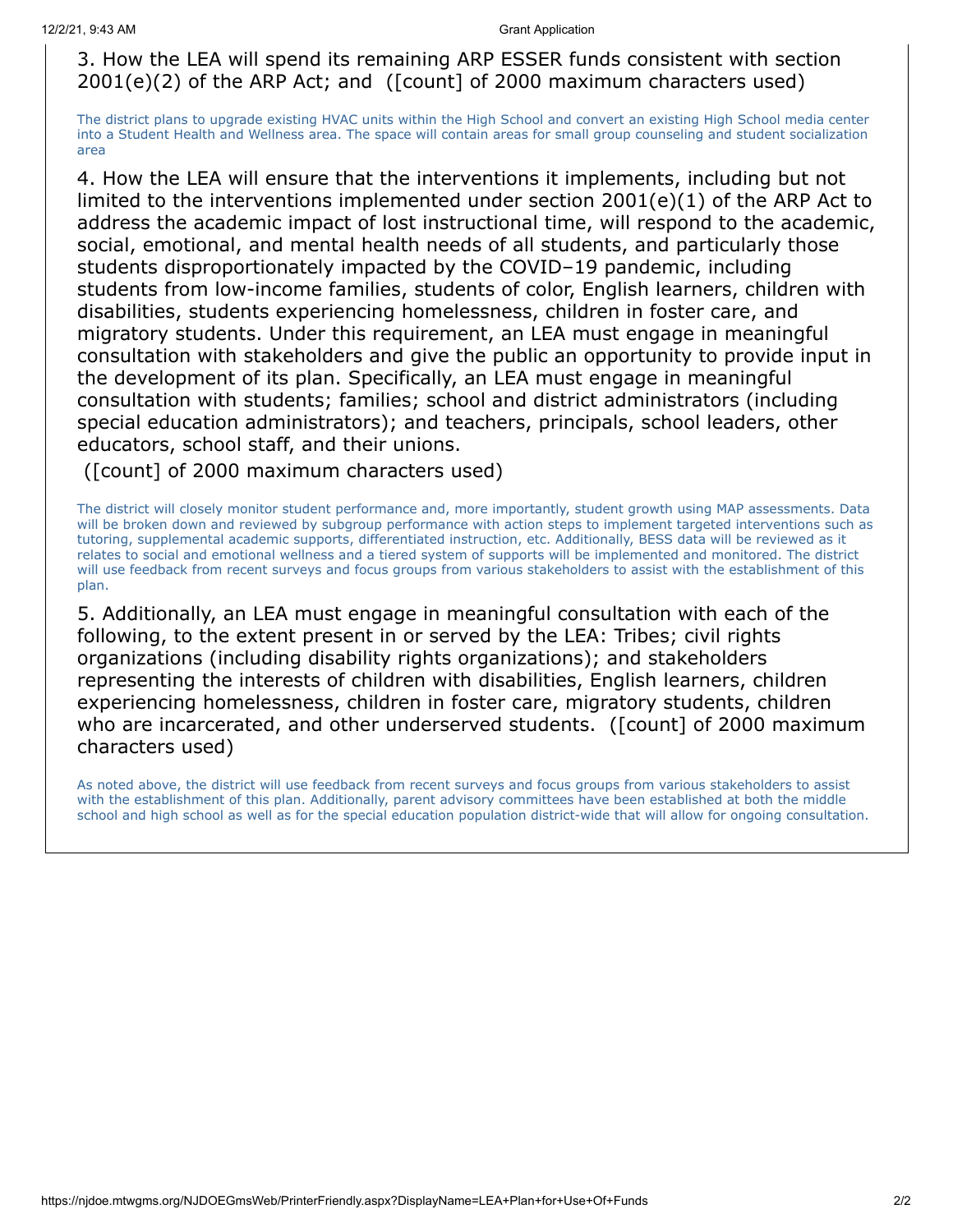3. How the LEA will spend its remaining ARP ESSER funds consistent with section 2001(e)(2) of the ARP Act; and ([count] of 2000 maximum characters used)

The district plans to upgrade existing HVAC units within the High School and convert an existing High School media center into a Student Health and Wellness area. The space will contain areas for small group counseling and student socialization area

4. How the LEA will ensure that the interventions it implements, including but not limited to the interventions implemented under section 2001(e)(1) of the ARP Act to address the academic impact of lost instructional time, will respond to the academic, social, emotional, and mental health needs of all students, and particularly those students disproportionately impacted by the COVID–19 pandemic, including students from low-income families, students of color, English learners, children with disabilities, students experiencing homelessness, children in foster care, and migratory students. Under this requirement, an LEA must engage in meaningful consultation with stakeholders and give the public an opportunity to provide input in the development of its plan. Specifically, an LEA must engage in meaningful consultation with students; families; school and district administrators (including special education administrators); and teachers, principals, school leaders, other educators, school staff, and their unions.

([count] of 2000 maximum characters used)

The district will closely monitor student performance and, more importantly, student growth using MAP assessments. Data will be broken down and reviewed by subgroup performance with action steps to implement targeted interventions such as tutoring, supplemental academic supports, differentiated instruction, etc. Additionally, BESS data will be reviewed as it relates to social and emotional wellness and a tiered system of supports will be implemented and monitored. The district will use feedback from recent surveys and focus groups from various stakeholders to assist with the establishment of this plan.

5. Additionally, an LEA must engage in meaningful consultation with each of the following, to the extent present in or served by the LEA: Tribes; civil rights organizations (including disability rights organizations); and stakeholders representing the interests of children with disabilities, English learners, children experiencing homelessness, children in foster care, migratory students, children who are incarcerated, and other underserved students. ([count] of 2000 maximum characters used)

As noted above, the district will use feedback from recent surveys and focus groups from various stakeholders to assist with the establishment of this plan. Additionally, parent advisory committees have been established at both the middle school and high school as well as for the special education population district-wide that will allow for ongoing consultation.